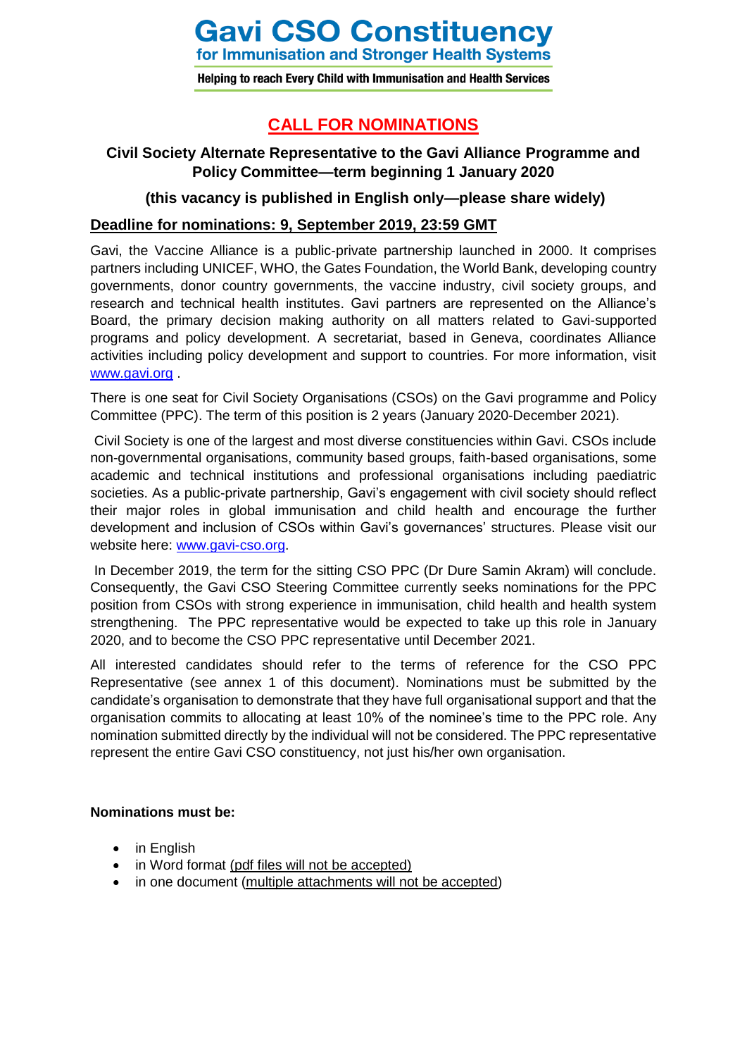# Gavi CSO Constituency

**for Immunisation and Stronger Health Systems**

**Helping to reach Every Child with Immunisation and Health Services**

## CALL FOR NOMINATIONS

### Civil Society Alternate Representative to the Gavi Alliance Programme and Policy Committee—term beginning 1 January 2020

### (this vacancy is published in English only—please share widely)

**Deadline for nominations: 9, September 2019, 23:59 GMT**

Gavi, the Vaccine Alliance is a public-private partnership launched in 2000. It comprises partners including UNICEF, WHO, the Gates Foundation, the World Bank, developing country governments, donor country governments, the vaccine industry, civil society groups, and research and technical health institutes. Gavi partners are represented on the Alliance's Board, the primary decision making authority on all matters related to Gavi-supported programs and policy development. A secretariat, based in Geneva, coordinates Alliance activities including policy development and support to countries. For more information, visit www.gavi.org .

There is one seat for Civil Society Organisations (CSOs) on the Gavi programme and Policy Committee (PPC). The term of this position is 2 years (January 2020-December 2021).

Civil Society is one of the largest and most diverse constituencies within Gavi. CSOs include non-governmental organisations, community based groups, faith-based organisations, some academic and technical institutions and professional organisations including paediatric societies. As a public-private partnership, Gavi's engagement with civil society should reflect their major roles in global immunisation and child health and encourage the further development and inclusion of CSOs within Gavi's governances' structures. Please visit our website here: www.gavi-cso.org.

In December 2019, the term for the sitting CSO PPC (Dr Dure Samin Akram) will conclude. Consequently, the Gavi CSO Steering Committee currently seeks nominations for the PPC position from CSOs with strong experience in immunisation, child health and health system strengthening. The PPC representative would be expected to take up this role in January 2020, and to become the CSO PPC representative until December 2021.

All interested candidates should refer to the terms of reference for the CSO PPC Representative (see annex 1 of this document). Nominations must be submitted by the candidate's organisation to demonstrate that they have full organisational support and that the organisation commits to allocating at least 10% of the nominee's time to the PPC role. Any nomination submitted directly by the individual will not be considered. The PPC representative represent the entire Gavi CSO constituency, not just his/her own organisation.

**Nominations must be:**

- in English
- in Word format (pdf files will not be accepted)
- in one document (multiple attachments will not be accepted)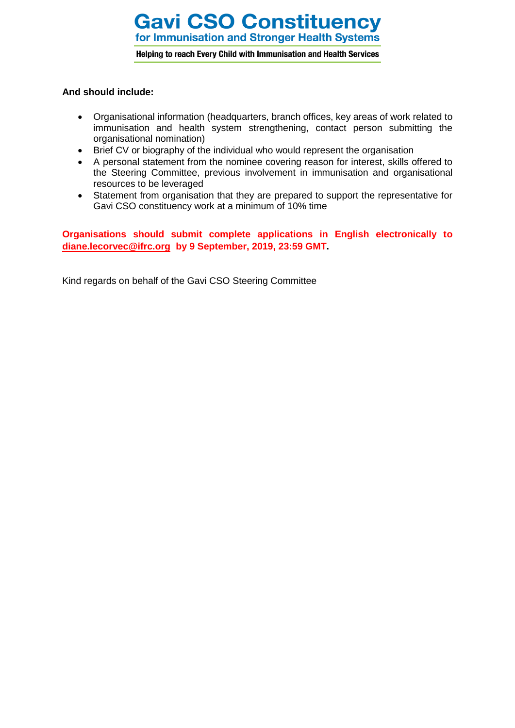**And should include:**

- Organisational information (headquarters, branch offices, key areas of work related to immunisation and health system strengthening, contact person submitting the organisational nomination)
- Brief CV or biography of the individual who would represent the organisation
- A personal statement from the nominee covering reason for interest, skills offered to the Steering Committee, previous involvement in immunisation and organisational resources to be leveraged
- Statement from organisation that they are prepared to support the representative for Gavi CSO constituency work at a minimum of 10% time

**Organisations should submit complete applications in English electronically to diane.lecorvec@ifrc.org by 9 September, 2019, 23:59 GMT.**

Kind regards on behalf of the Gavi CSO Steering Committee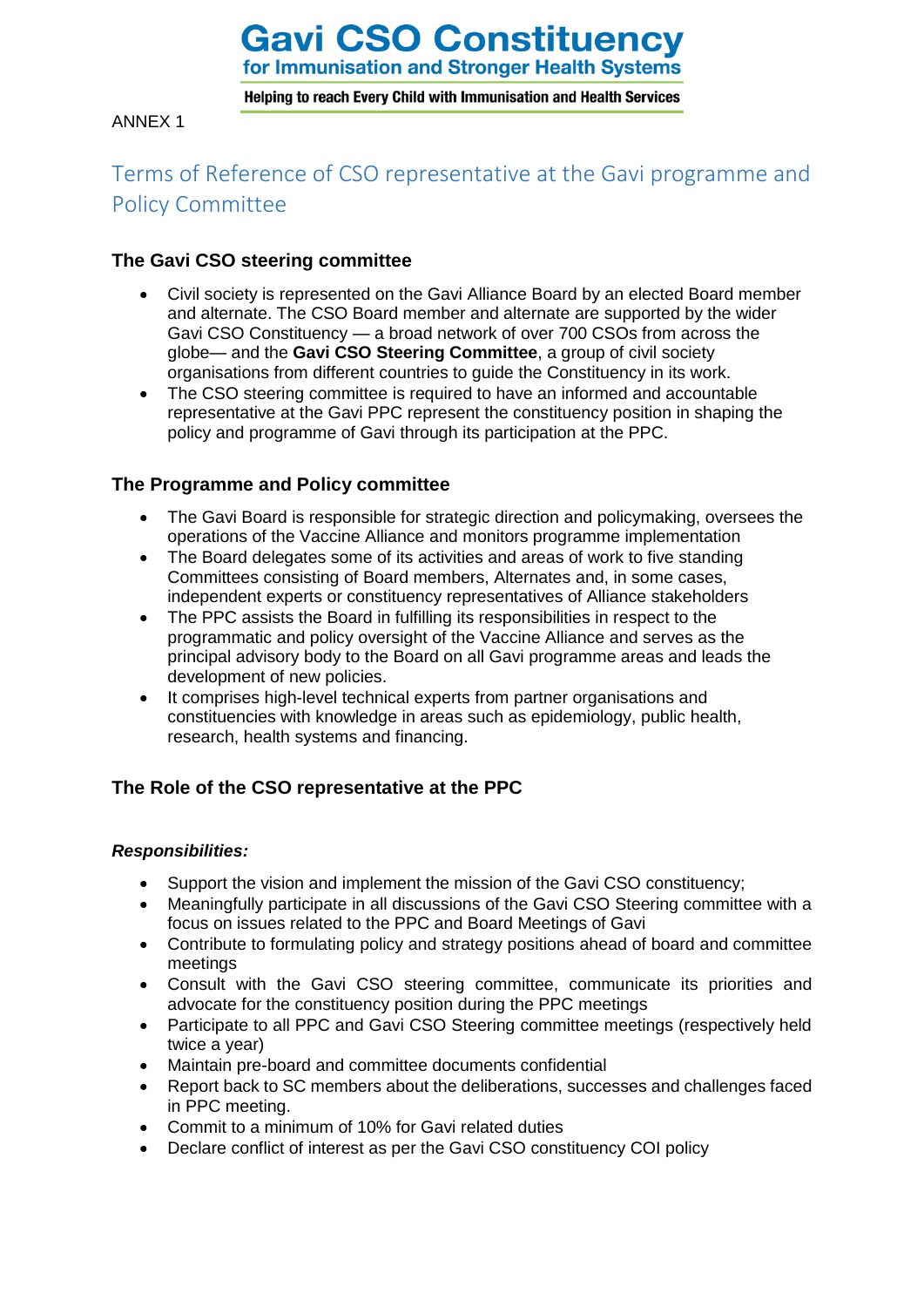ANNEX 1

# Terms of Reference of CSO representative at the Gavi programme and Policy Committee

## The Gavi CSO steering committee

- Civil society is represented on the Gavi Alliance Board by an elected Board member and alternate. The CSO Board member and alternate are supported by the wider Gavi CSO Constituency — a broad network of over 700 CSOs from across the globe— and the **Gavi CSO Steering Committee**, a group of civil society organisations from different countries to guide the Constituency in its work.
- The CSO steering committee is required to have an informed and accountable representative at the Gavi PPC represent the constituency position in shaping the policy and programme of Gavi through its participation at the PPC.

## The Programme and Policy committee

- The Gavi Board is responsible for strategic direction and policymaking, oversees the operations of the Vaccine Alliance and monitors programme implementation
- The Board delegates some of its activities and areas of work to five standing Committees consisting of Board members, Alternates and, in some cases, independent experts or constituency representatives of Alliance stakeholders
- The PPC assists the Board in fulfilling its responsibilities in respect to the programmatic and policy oversight of the Vaccine Alliance and serves as the principal advisory body to the Board on all Gavi programme areas and leads the development of new policies.
- It comprises high-level technical experts from partner organisations and constituencies with knowledge in areas such as epidemiology, public health, research, health systems and financing.

## The Role of the CSO representative at the PPC

***Responsibilities:***

- Support the vision and implement the mission of the Gavi CSO constituency;
- Meaningfully participate in all discussions of the Gavi CSO Steering committee with a focus on issues related to the PPC and Board Meetings of Gavi
- Contribute to formulating policy and strategy positions ahead of board and committee meetings
- Consult with the Gavi CSO steering committee, communicate its priorities and advocate for the constituency position during the PPC meetings
- Participate to all PPC and Gavi CSO Steering committee meetings (respectively held twice a year)
- Maintain pre-board and committee documents confidential
- Report back to SC members about the deliberations, successes and challenges faced in PPC meeting.
- Commit to a minimum of 10% for Gavi related duties
- Declare conflict of interest as per the Gavi CSO constituency COI policy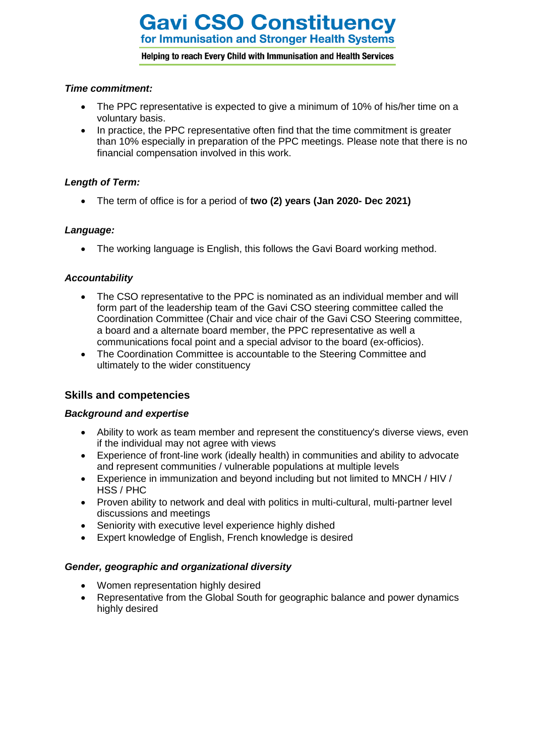### *Time commitment:*

- The PPC representative is expected to give a minimum of 10% of his/her time on a voluntary basis.
- In practice, the PPC representative often find that the time commitment is greater than 10% especially in preparation of the PPC meetings. Please note that there is no financial compensation involved in this work.

### *Length of Term:*

- The term of office is for a period of **two (2) years (Jan 2020- Dec 2021)**

### *Language:*

- The working language is English, this follows the Gavi Board working method.

### *Accountability*

- The CSO representative to the PPC is nominated as an individual member and will form part of the leadership team of the Gavi CSO steering committee called the Coordination Committee (Chair and vice chair of the Gavi CSO Steering committee, a board and a alternate board member, the PPC representative as well a communications focal point and a special advisor to the board (ex-officios).
- The Coordination Committee is accountable to the Steering Committee and ultimately to the wider constituency

## Skills and competencies

### *Background and expertise*

- Ability to work as team member and represent the constituency's diverse views, even if the individual may not agree with views
- Experience of front-line work (ideally health) in communities and ability to advocate and represent communities / vulnerable populations at multiple levels
- Experience in immunization and beyond including but not limited to MNCH / HIV / HSS / PHC
- Proven ability to network and deal with politics in multi-cultural, multi-partner level discussions and meetings
- Seniority with executive level experience highly dished
- Expert knowledge of English, French knowledge is desired

### *Gender, geographic and organizational diversity*

- Women representation highly desired
- Representative from the Global South for geographic balance and power dynamics highly desired